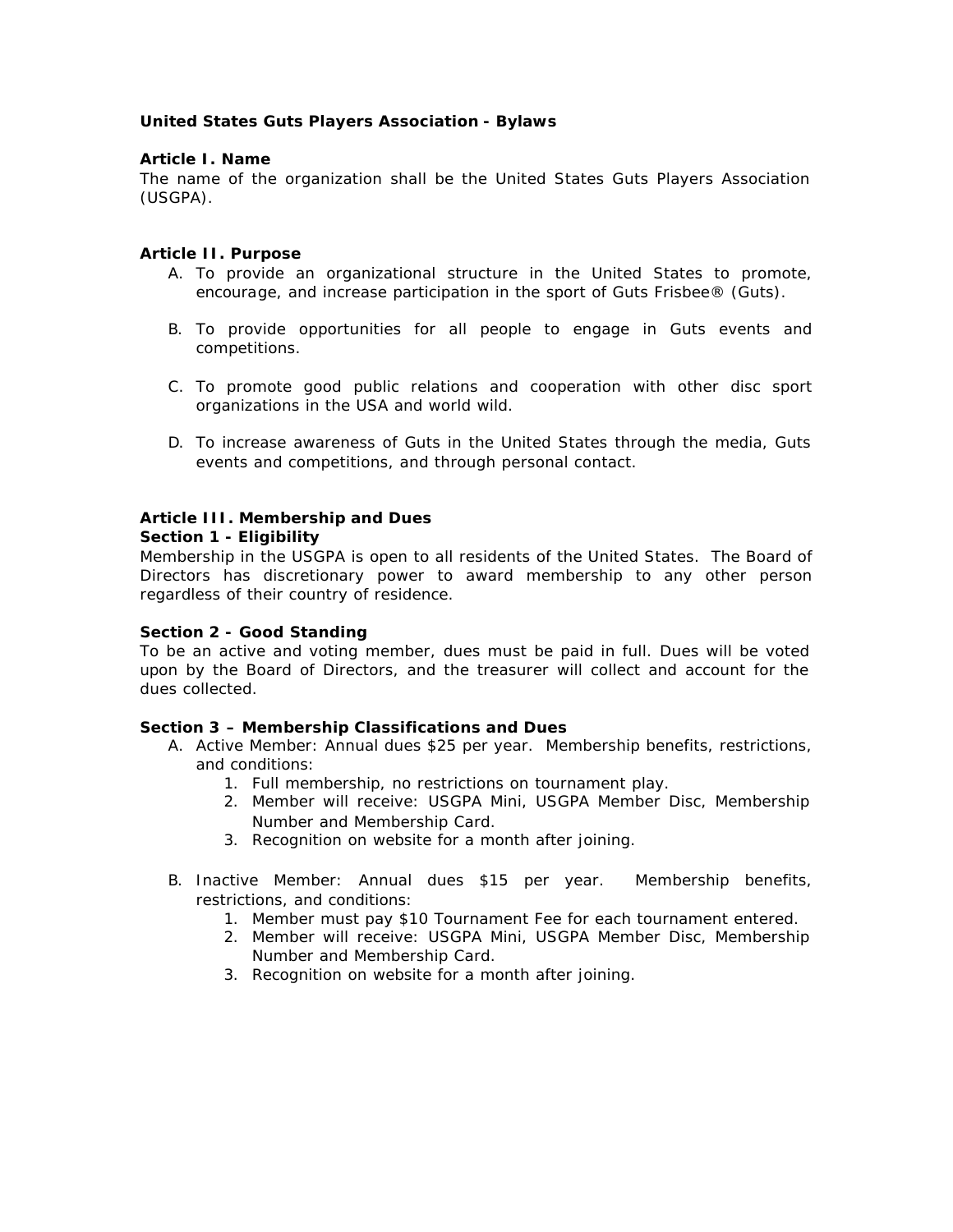**United States Guts Players Association - Bylaws**

**Article I. Name**

The name of the organization shall be the United States Guts Players Association (USGPA).

**Article II. Purpose**

A. To provide an organizational structure in the United States to promote, encourage, and increase participation in the sport of Guts Frisbee® (Guts).

B. To provide opportunities for all people to engage in Guts events and competitions.

C. To promote good public relations and cooperation with other disc sport organizations in the USA and world wild.

D. To increase awareness of Guts in the United States through the media, Guts events and competitions, and through personal contact.

**Article III. Membership and Dues**

**Section 1 - Eligibility**

Membership in the USGPA is open to all residents of the United States. The Board of Directors has discretionary power to award membership to any other person regardless of their country of residence.

**Section 2 - Good Standing**

To be an active and voting member, dues must be paid in full. Dues will be voted upon by the Board of Directors, and the treasurer will collect and account for the dues collected.

**Section 3 – Membership Classifications and Dues**

A. Active Member: Annual dues $25 per year. Membership benefits, restrictions, and conditions:
   1. Full membership, no restrictions on tournament play.
   2. Member will receive: USGPA Mini, USGPA Member Disc, Membership Number and Membership Card.
   3. Recognition on website for a month after joining.

B. Inactive Member: Annual dues $15 per year. Membership benefits, restrictions, and conditions:
   1. Member must pay $10 Tournament Fee for each tournament entered.
   2. Member will receive: USGPA Mini, USGPA Member Disc, Membership Number and Membership Card.
   3. Recognition on website for a month after joining.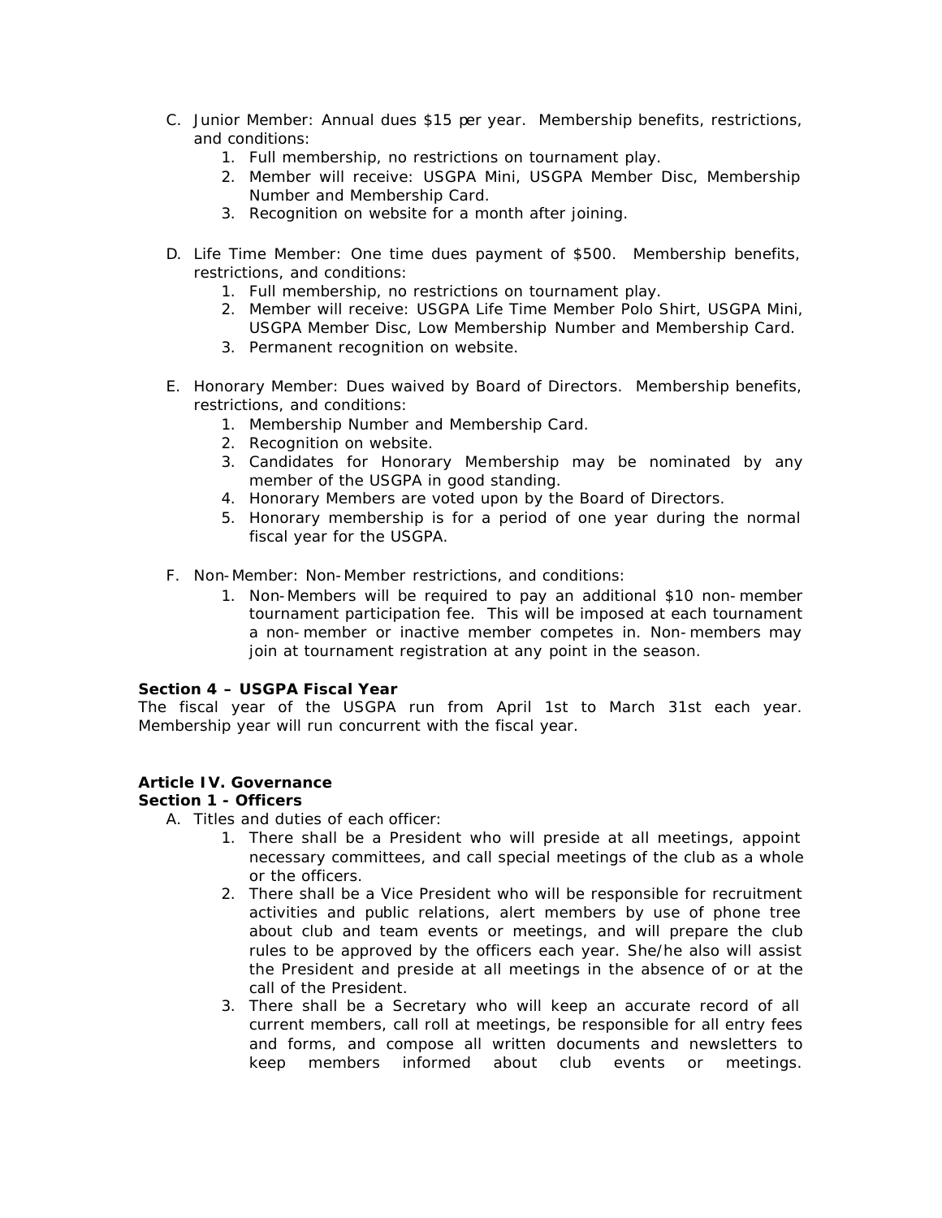C. Junior Member: Annual dues $15 per year. Membership benefits, restrictions, and conditions:
   1. Full membership, no restrictions on tournament play.
   2. Member will receive: USGPA Mini, USGPA Member Disc, Membership Number and Membership Card.
   3. Recognition on website for a month after joining.

D. Life Time Member: One time dues payment of $500. Membership benefits, restrictions, and conditions:
   1. Full membership, no restrictions on tournament play.
   2. Member will receive: USGPA Life Time Member Polo Shirt, USGPA Mini, USGPA Member Disc, Low Membership Number and Membership Card.
   3. Permanent recognition on website.

E. Honorary Member: Dues waived by Board of Directors. Membership benefits, restrictions, and conditions:
   1. Membership Number and Membership Card.
   2. Recognition on website.
   3. Candidates for Honorary Membership may be nominated by any member of the USGPA in good standing.
   4. Honorary Members are voted upon by the Board of Directors.
   5. Honorary membership is for a period of one year during the normal fiscal year for the USGPA.

F. Non-Member: Non-Member restrictions, and conditions:
   1. Non-Members will be required to pay an additional $10 non-member tournament participation fee. This will be imposed at each tournament a non-member or inactive member competes in. Non-members may join at tournament registration at any point in the season.

**Section 4 – USGPA Fiscal Year**

The fiscal year of the USGPA run from April 1st to March 31st each year. Membership year will run concurrent with the fiscal year.

**Article IV. Governance**

**Section 1 - Officers**

A. Titles and duties of each officer:
   1. There shall be a President who will preside at all meetings, appoint necessary committees, and call special meetings of the club as a whole or the officers.
   2. There shall be a Vice President who will be responsible for recruitment activities and public relations, alert members by use of phone tree about club and team events or meetings, and will prepare the club rules to be approved by the officers each year. She/he also will assist the President and preside at all meetings in the absence of or at the call of the President.
   3. There shall be a Secretary who will keep an accurate record of all current members, call roll at meetings, be responsible for all entry fees and forms, and compose all written documents and newsletters to keep members informed about club events or meetings.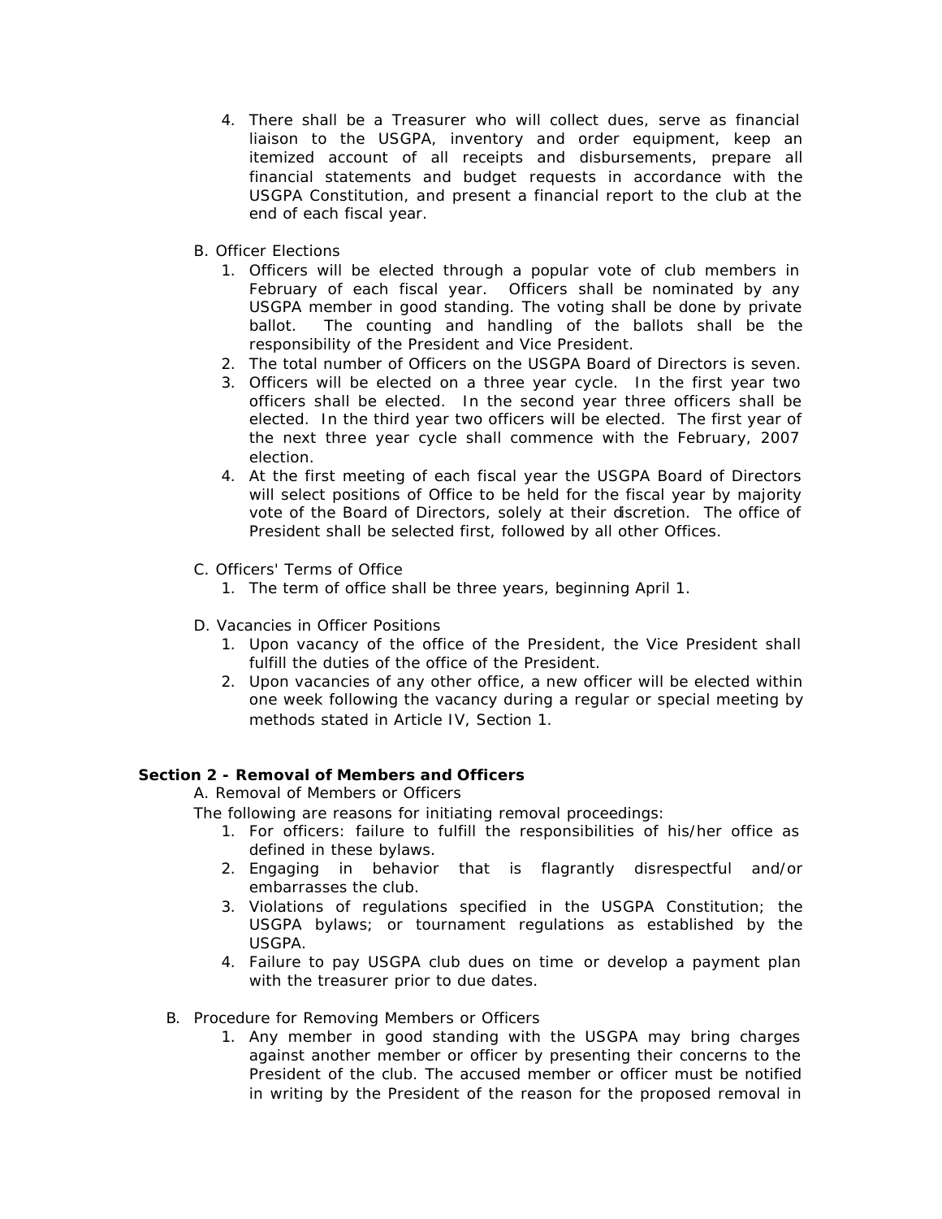4. There shall be a Treasurer who will collect dues, serve as financial liaison to the USGPA, inventory and order equipment, keep an itemized account of all receipts and disbursements, prepare all financial statements and budget requests in accordance with the USGPA Constitution, and present a financial report to the club at the end of each fiscal year.

B. Officer Elections

1. Officers will be elected through a popular vote of club members in February of each fiscal year. Officers shall be nominated by any USGPA member in good standing. The voting shall be done by private ballot. The counting and handling of the ballots shall be the responsibility of the President and Vice President.
2. The total number of Officers on the USGPA Board of Directors is seven.
3. Officers will be elected on a three year cycle. In the first year two officers shall be elected. In the second year three officers shall be elected. In the third year two officers will be elected. The first year of the next three year cycle shall commence with the February, 2007 election.
4. At the first meeting of each fiscal year the USGPA Board of Directors will select positions of Office to be held for the fiscal year by majority vote of the Board of Directors, solely at their discretion. The office of President shall be selected first, followed by all other Offices.

C. Officers' Terms of Office

1. The term of office shall be three years, beginning April 1.

D. Vacancies in Officer Positions

1. Upon vacancy of the office of the President, the Vice President shall fulfill the duties of the office of the President.
2. Upon vacancies of any other office, a new officer will be elected within one week following the vacancy during a regular or special meeting by methods stated in Article IV, Section 1.

**Section 2 - Removal of Members and Officers**

A. Removal of Members or Officers

The following are reasons for initiating removal proceedings:

1. For officers: failure to fulfill the responsibilities of his/her office as defined in these bylaws.
2. Engaging in behavior that is flagrantly disrespectful and/or embarrasses the club.
3. Violations of regulations specified in the USGPA Constitution; the USGPA bylaws; or tournament regulations as established by the USGPA.
4. Failure to pay USGPA club dues on time or develop a payment plan with the treasurer prior to due dates.

B. Procedure for Removing Members or Officers

1. Any member in good standing with the USGPA may bring charges against another member or officer by presenting their concerns to the President of the club. The accused member or officer must be notified in writing by the President of the reason for the proposed removal in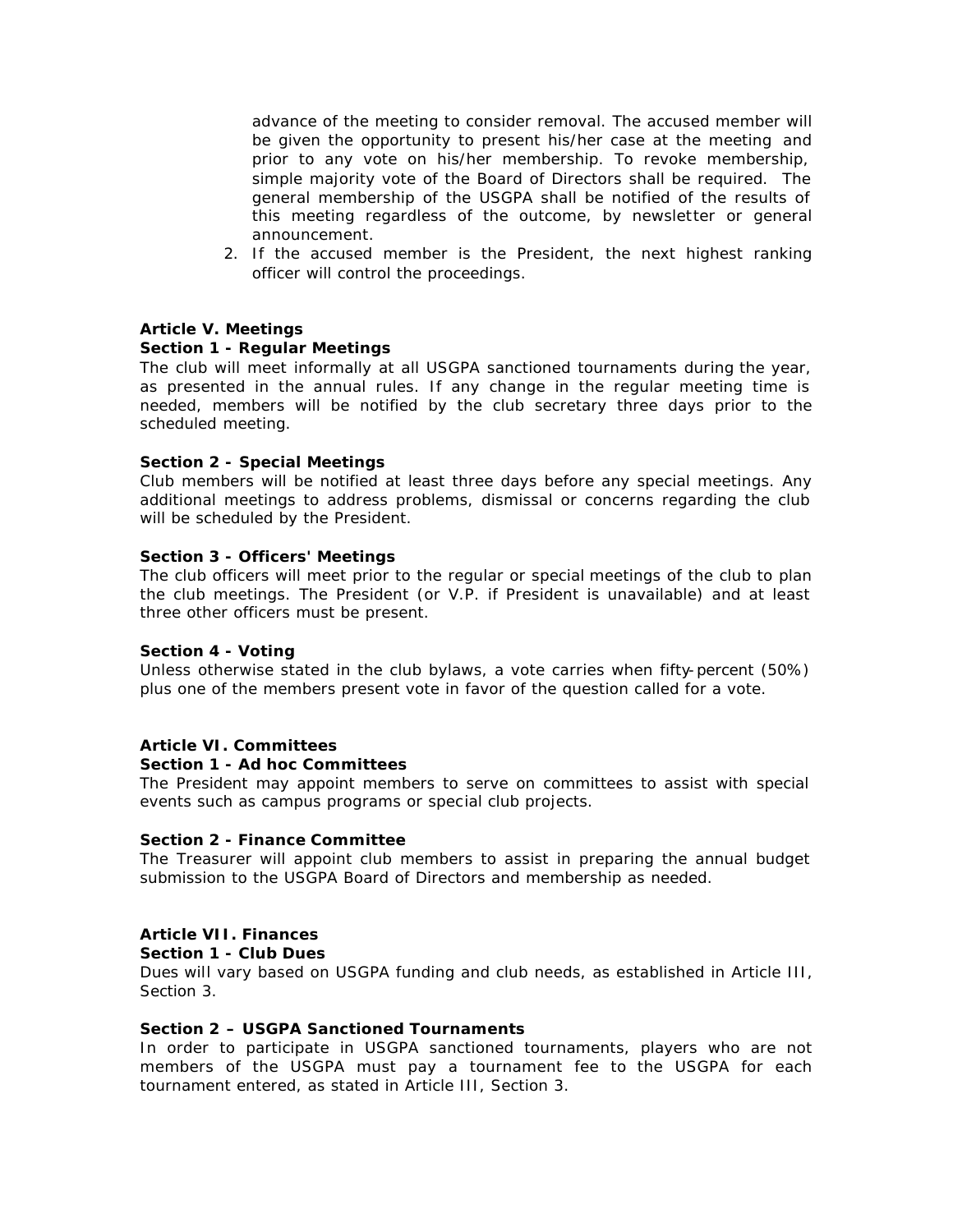advance of the meeting to consider removal. The accused member will be given the opportunity to present his/her case at the meeting and prior to any vote on his/her membership. To revoke membership, simple majority vote of the Board of Directors shall be required. The general membership of the USGPA shall be notified of the results of this meeting regardless of the outcome, by newsletter or general announcement.

2. If the accused member is the President, the next highest ranking officer will control the proceedings.

**Article V. Meetings**

**Section 1 - Regular Meetings**

The club will meet informally at all USGPA sanctioned tournaments during the year, as presented in the annual rules. If any change in the regular meeting time is needed, members will be notified by the club secretary three days prior to the scheduled meeting.

**Section 2 - Special Meetings**

Club members will be notified at least three days before any special meetings. Any additional meetings to address problems, dismissal or concerns regarding the club will be scheduled by the President.

**Section 3 - Officers' Meetings**

The club officers will meet prior to the regular or special meetings of the club to plan the club meetings. The President (or V.P. if President is unavailable) and at least three other officers must be present.

**Section 4 - Voting**

Unless otherwise stated in the club bylaws, a vote carries when fifty-percent (50%) plus one of the members present vote in favor of the question called for a vote.

**Article VI. Committees**

**Section 1 - Ad hoc Committees**

The President may appoint members to serve on committees to assist with special events such as campus programs or special club projects.

**Section 2 - Finance Committee**

The Treasurer will appoint club members to assist in preparing the annual budget submission to the USGPA Board of Directors and membership as needed.

**Article VII. Finances**

**Section 1 - Club Dues**

Dues will vary based on USGPA funding and club needs, as established in Article III, Section 3.

**Section 2 – USGPA Sanctioned Tournaments**

In order to participate in USGPA sanctioned tournaments, players who are not members of the USGPA must pay a tournament fee to the USGPA for each tournament entered, as stated in Article III, Section 3.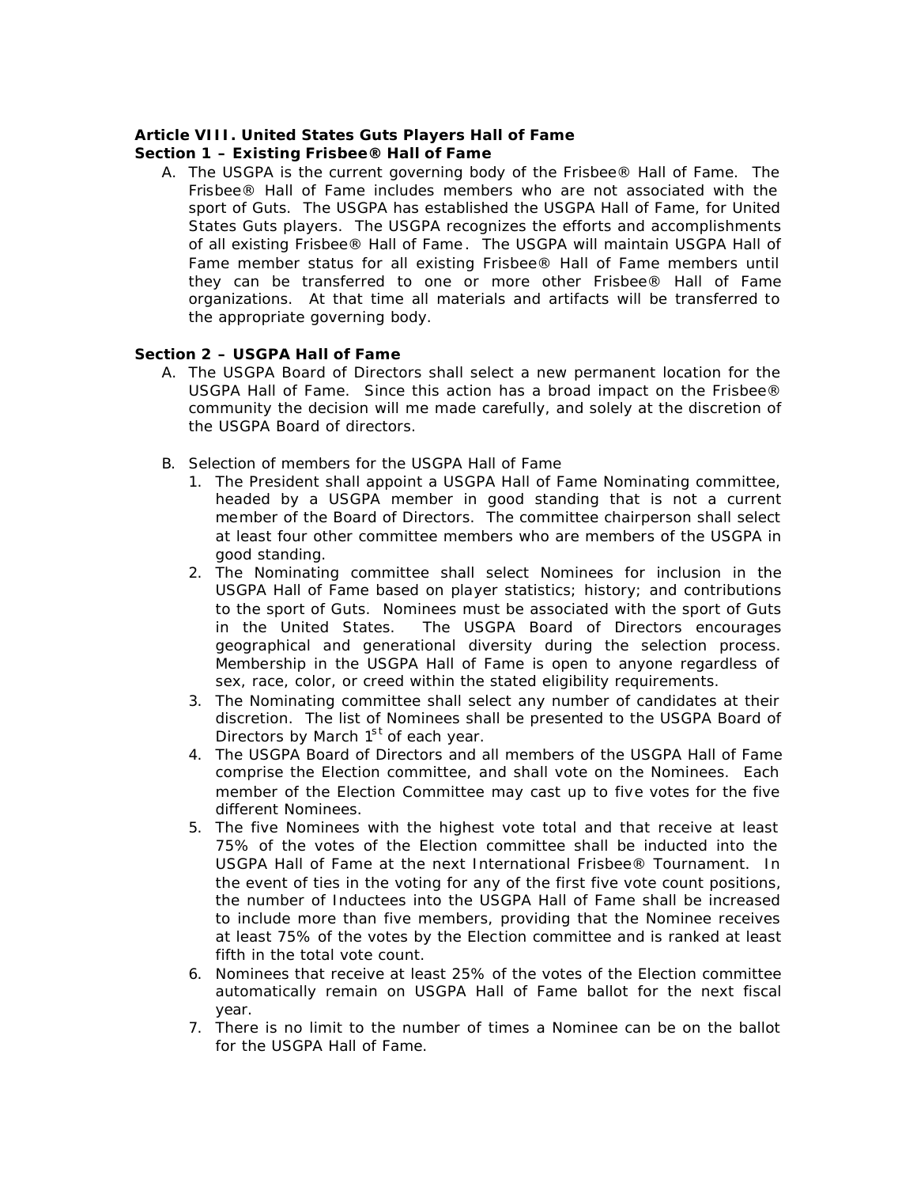**Article VIII. United States Guts Players Hall of Fame**

**Section 1 – Existing Frisbee® Hall of Fame**

A. The USGPA is the current governing body of the Frisbee® Hall of Fame. The Frisbee® Hall of Fame includes members who are not associated with the sport of Guts. The USGPA has established the USGPA Hall of Fame, for United States Guts players. The USGPA recognizes the efforts and accomplishments of all existing Frisbee® Hall of Fame. The USGPA will maintain USGPA Hall of Fame member status for all existing Frisbee® Hall of Fame members until they can be transferred to one or more other Frisbee® Hall of Fame organizations. At that time all materials and artifacts will be transferred to the appropriate governing body.

**Section 2 – USGPA Hall of Fame**

A. The USGPA Board of Directors shall select a new permanent location for the USGPA Hall of Fame. Since this action has a broad impact on the Frisbee® community the decision will me made carefully, and solely at the discretion of the USGPA Board of directors.

B. Selection of members for the USGPA Hall of Fame
   1. The President shall appoint a USGPA Hall of Fame Nominating committee, headed by a USGPA member in good standing that is not a current member of the Board of Directors. The committee chairperson shall select at least four other committee members who are members of the USGPA in good standing.
   2. The Nominating committee shall select Nominees for inclusion in the USGPA Hall of Fame based on player statistics; history; and contributions to the sport of Guts. Nominees must be associated with the sport of Guts in the United States. The USGPA Board of Directors encourages geographical and generational diversity during the selection process. Membership in the USGPA Hall of Fame is open to anyone regardless of sex, race, color, or creed within the stated eligibility requirements.
   3. The Nominating committee shall select any number of candidates at their discretion. The list of Nominees shall be presented to the USGPA Board of Directors by March 1st of each year.
   4. The USGPA Board of Directors and all members of the USGPA Hall of Fame comprise the Election committee, and shall vote on the Nominees. Each member of the Election Committee may cast up to five votes for the five different Nominees.
   5. The five Nominees with the highest vote total and that receive at least 75% of the votes of the Election committee shall be inducted into the USGPA Hall of Fame at the next International Frisbee® Tournament. In the event of ties in the voting for any of the first five vote count positions, the number of Inductees into the USGPA Hall of Fame shall be increased to include more than five members, providing that the Nominee receives at least 75% of the votes by the Election committee and is ranked at least fifth in the total vote count.
   6. Nominees that receive at least 25% of the votes of the Election committee automatically remain on USGPA Hall of Fame ballot for the next fiscal year.
   7. There is no limit to the number of times a Nominee can be on the ballot for the USGPA Hall of Fame.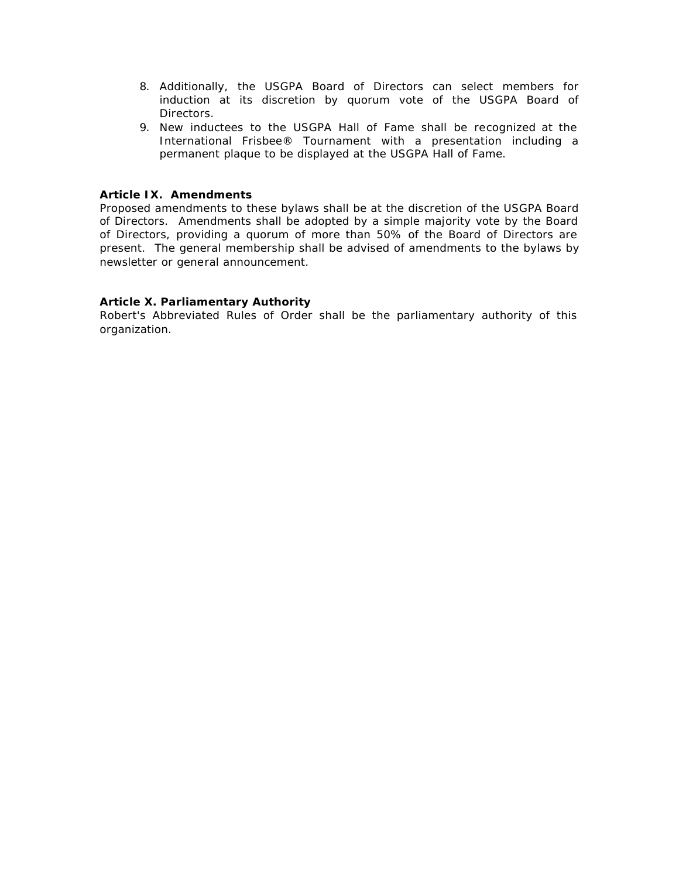8. Additionally, the USGPA Board of Directors can select members for induction at its discretion by quorum vote of the USGPA Board of Directors.
9. New inductees to the USGPA Hall of Fame shall be recognized at the International Frisbee® Tournament with a presentation including a permanent plaque to be displayed at the USGPA Hall of Fame.

**Article IX. Amendments**

Proposed amendments to these bylaws shall be at the discretion of the USGPA Board of Directors. Amendments shall be adopted by a simple majority vote by the Board of Directors, providing a quorum of more than 50% of the Board of Directors are present. The general membership shall be advised of amendments to the bylaws by newsletter or general announcement.

**Article X. Parliamentary Authority**

Robert's Abbreviated Rules of Order shall be the parliamentary authority of this organization.